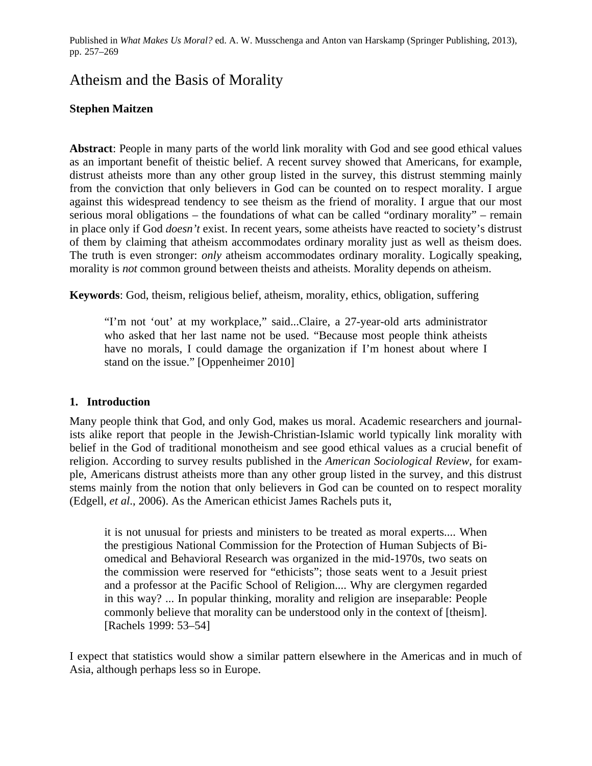Published in *What Makes Us Moral?* ed. A. W. Musschenga and Anton van Harskamp (Springer Publishing, 2013), pp. 257–269

# Atheism and the Basis of Morality

**Stephen Maitzen**

**Abstract**: People in many parts of the world link morality with God and see good ethical values as an important benefit of theistic belief. A recent survey showed that Americans, for example, distrust atheists more than any other group listed in the survey, this distrust stemming mainly from the conviction that only believers in God can be counted on to respect morality. I argue against this widespread tendency to see theism as the friend of morality. I argue that our most serious moral obligations – the foundations of what can be called "ordinary morality" – remain in place only if God *doesn't* exist. In recent years, some atheists have reacted to society's distrust of them by claiming that atheism accommodates ordinary morality just as well as theism does. The truth is even stronger: *only* atheism accommodates ordinary morality. Logically speaking, morality is *not* common ground between theists and atheists. Morality depends on atheism.

**Keywords**: God, theism, religious belief, atheism, morality, ethics, obligation, suffering

> "I'm not 'out' at my workplace," said...Claire, a 27-year-old arts administrator who asked that her last name not be used. "Because most people think atheists have no morals, I could damage the organization if I'm honest about where I stand on the issue." [Oppenheimer 2010]

## 1. Introduction

Many people think that God, and only God, makes us moral. Academic researchers and journalists alike report that people in the Jewish-Christian-Islamic world typically link morality with belief in the God of traditional monotheism and see good ethical values as a crucial benefit of religion. According to survey results published in the *American Sociological Review*, for example, Americans distrust atheists more than any other group listed in the survey, and this distrust stems mainly from the notion that only believers in God can be counted on to respect morality (Edgell, *et al*., 2006). As the American ethicist James Rachels puts it,

> it is not unusual for priests and ministers to be treated as moral experts.... When the prestigious National Commission for the Protection of Human Subjects of Biomedical and Behavioral Research was organized in the mid-1970s, two seats on the commission were reserved for "ethicists"; those seats went to a Jesuit priest and a professor at the Pacific School of Religion.... Why are clergymen regarded in this way? ... In popular thinking, morality and religion are inseparable: People commonly believe that morality can be understood only in the context of [theism]. [Rachels 1999: 53–54]

I expect that statistics would show a similar pattern elsewhere in the Americas and in much of Asia, although perhaps less so in Europe.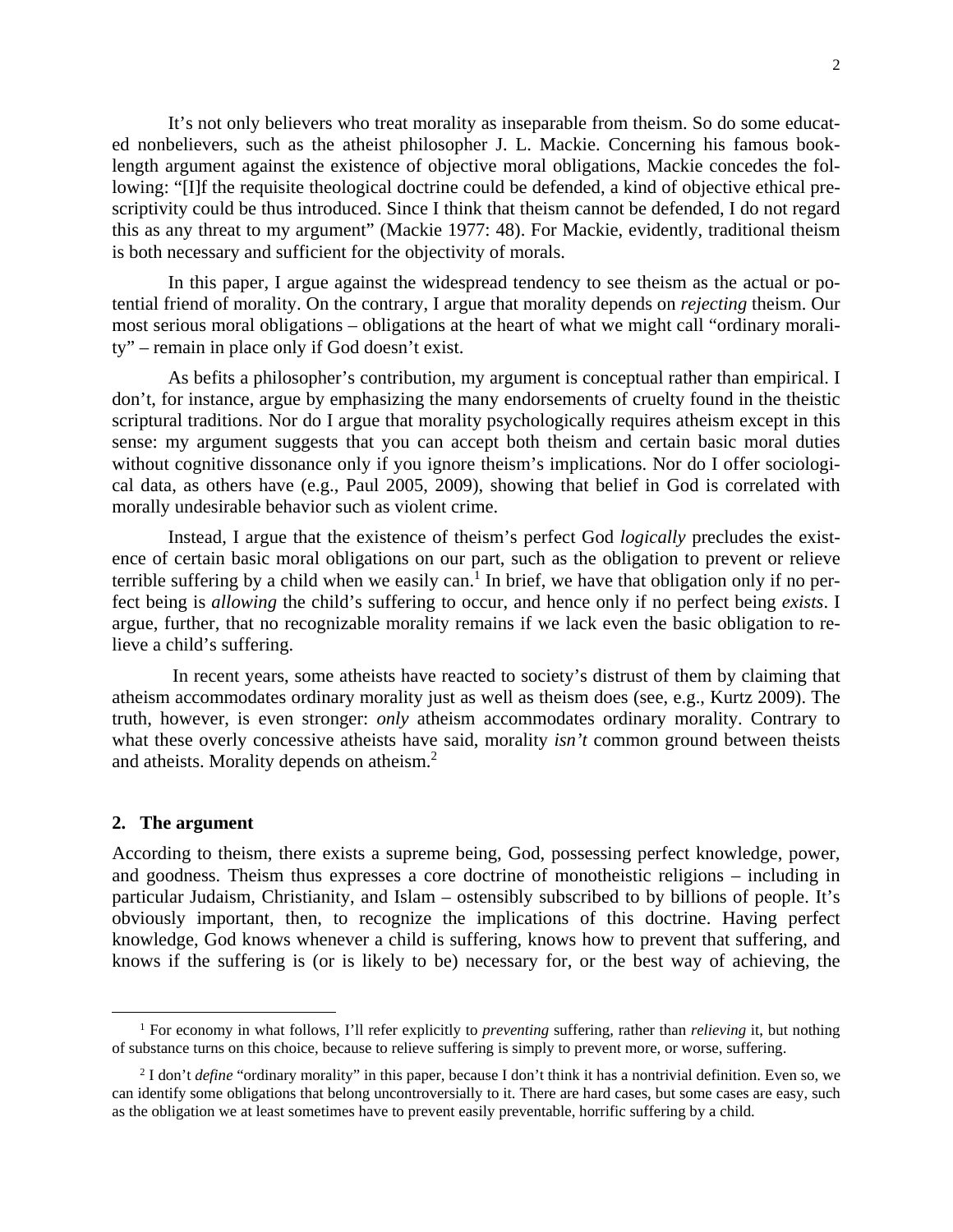It's not only believers who treat morality as inseparable from theism. So do some educated nonbelievers, such as the atheist philosopher J. L. Mackie. Concerning his famous book-length argument against the existence of objective moral obligations, Mackie concedes the following: "[I]f the requisite theological doctrine could be defended, a kind of objective ethical prescriptivity could be thus introduced. Since I think that theism cannot be defended, I do not regard this as any threat to my argument" (Mackie 1977: 48). For Mackie, evidently, traditional theism is both necessary and sufficient for the objectivity of morals.

In this paper, I argue against the widespread tendency to see theism as the actual or potential friend of morality. On the contrary, I argue that morality depends on *rejecting* theism. Our most serious moral obligations – obligations at the heart of what we might call "ordinary morality" – remain in place only if God doesn't exist.

As befits a philosopher's contribution, my argument is conceptual rather than empirical. I don't, for instance, argue by emphasizing the many endorsements of cruelty found in the theistic scriptural traditions. Nor do I argue that morality psychologically requires atheism except in this sense: my argument suggests that you can accept both theism and certain basic moral duties without cognitive dissonance only if you ignore theism's implications. Nor do I offer sociological data, as others have (e.g., Paul 2005, 2009), showing that belief in God is correlated with morally undesirable behavior such as violent crime.

Instead, I argue that the existence of theism's perfect God *logically* precludes the existence of certain basic moral obligations on our part, such as the obligation to prevent or relieve terrible suffering by a child when we easily can.[1] In brief, we have that obligation only if no perfect being is *allowing* the child's suffering to occur, and hence only if no perfect being *exists*. I argue, further, that no recognizable morality remains if we lack even the basic obligation to relieve a child's suffering.

In recent years, some atheists have reacted to society's distrust of them by claiming that atheism accommodates ordinary morality just as well as theism does (see, e.g., Kurtz 2009). The truth, however, is even stronger: *only* atheism accommodates ordinary morality. Contrary to what these overly concessive atheists have said, morality *isn't* common ground between theists and atheists. Morality depends on atheism.[2]

## 2. The argument

According to theism, there exists a supreme being, God, possessing perfect knowledge, power, and goodness. Theism thus expresses a core doctrine of monotheistic religions – including in particular Judaism, Christianity, and Islam – ostensibly subscribed to by billions of people. It's obviously important, then, to recognize the implications of this doctrine. Having perfect knowledge, God knows whenever a child is suffering, knows how to prevent that suffering, and knows if the suffering is (or is likely to be) necessary for, or the best way of achieving, the

---

[1] For economy in what follows, I'll refer explicitly to *preventing* suffering, rather than *relieving* it, but nothing of substance turns on this choice, because to relieve suffering is simply to prevent more, or worse, suffering.

[2] I don't *define* "ordinary morality" in this paper, because I don't think it has a nontrivial definition. Even so, we can identify some obligations that belong uncontroversially to it. There are hard cases, but some cases are easy, such as the obligation we at least sometimes have to prevent easily preventable, horrific suffering by a child.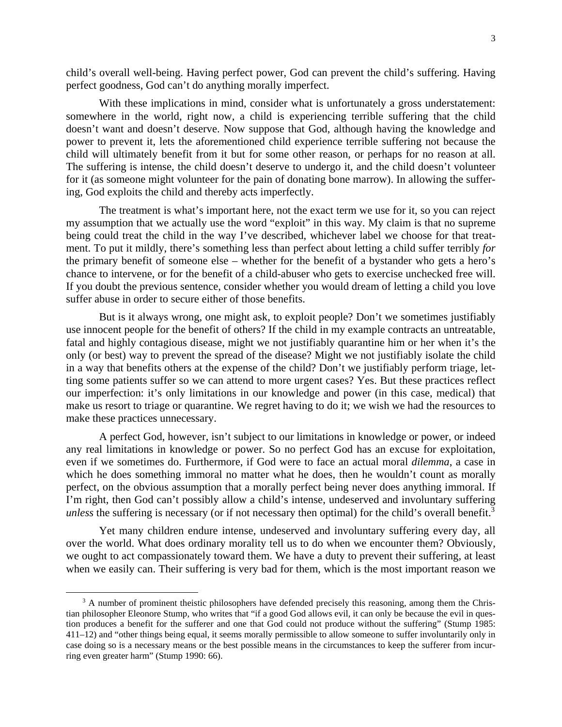child's overall well-being. Having perfect power, God can prevent the child's suffering. Having perfect goodness, God can't do anything morally imperfect.

With these implications in mind, consider what is unfortunately a gross understatement: somewhere in the world, right now, a child is experiencing terrible suffering that the child doesn't want and doesn't deserve. Now suppose that God, although having the knowledge and power to prevent it, lets the aforementioned child experience terrible suffering not because the child will ultimately benefit from it but for some other reason, or perhaps for no reason at all. The suffering is intense, the child doesn't deserve to undergo it, and the child doesn't volunteer for it (as someone might volunteer for the pain of donating bone marrow). In allowing the suffering, God exploits the child and thereby acts imperfectly.

The treatment is what's important here, not the exact term we use for it, so you can reject my assumption that we actually use the word "exploit" in this way. My claim is that no supreme being could treat the child in the way I've described, whichever label we choose for that treatment. To put it mildly, there's something less than perfect about letting a child suffer terribly *for* the primary benefit of someone else – whether for the benefit of a bystander who gets a hero's chance to intervene, or for the benefit of a child-abuser who gets to exercise unchecked free will. If you doubt the previous sentence, consider whether you would dream of letting a child you love suffer abuse in order to secure either of those benefits.

But is it always wrong, one might ask, to exploit people? Don't we sometimes justifiably use innocent people for the benefit of others? If the child in my example contracts an untreatable, fatal and highly contagious disease, might we not justifiably quarantine him or her when it's the only (or best) way to prevent the spread of the disease? Might we not justifiably isolate the child in a way that benefits others at the expense of the child? Don't we justifiably perform triage, letting some patients suffer so we can attend to more urgent cases? Yes. But these practices reflect our imperfection: it's only limitations in our knowledge and power (in this case, medical) that make us resort to triage or quarantine. We regret having to do it; we wish we had the resources to make these practices unnecessary.

A perfect God, however, isn't subject to our limitations in knowledge or power, or indeed any real limitations in knowledge or power. So no perfect God has an excuse for exploitation, even if we sometimes do. Furthermore, if God were to face an actual moral *dilemma*, a case in which he does something immoral no matter what he does, then he wouldn't count as morally perfect, on the obvious assumption that a morally perfect being never does anything immoral. If I'm right, then God can't possibly allow a child's intense, undeserved and involuntary suffering *unless* the suffering is necessary (or if not necessary then optimal) for the child's overall benefit.[3]

Yet many children endure intense, undeserved and involuntary suffering every day, all over the world. What does ordinary morality tell us to do when we encounter them? Obviously, we ought to act compassionately toward them. We have a duty to prevent their suffering, at least when we easily can. Their suffering is very bad for them, which is the most important reason we

[3] A number of prominent theistic philosophers have defended precisely this reasoning, among them the Christian philosopher Eleonore Stump, who writes that "if a good God allows evil, it can only be because the evil in question produces a benefit for the sufferer and one that God could not produce without the suffering" (Stump 1985: 411–12) and "other things being equal, it seems morally permissible to allow someone to suffer involuntarily only in case doing so is a necessary means or the best possible means in the circumstances to keep the sufferer from incurring even greater harm" (Stump 1990: 66).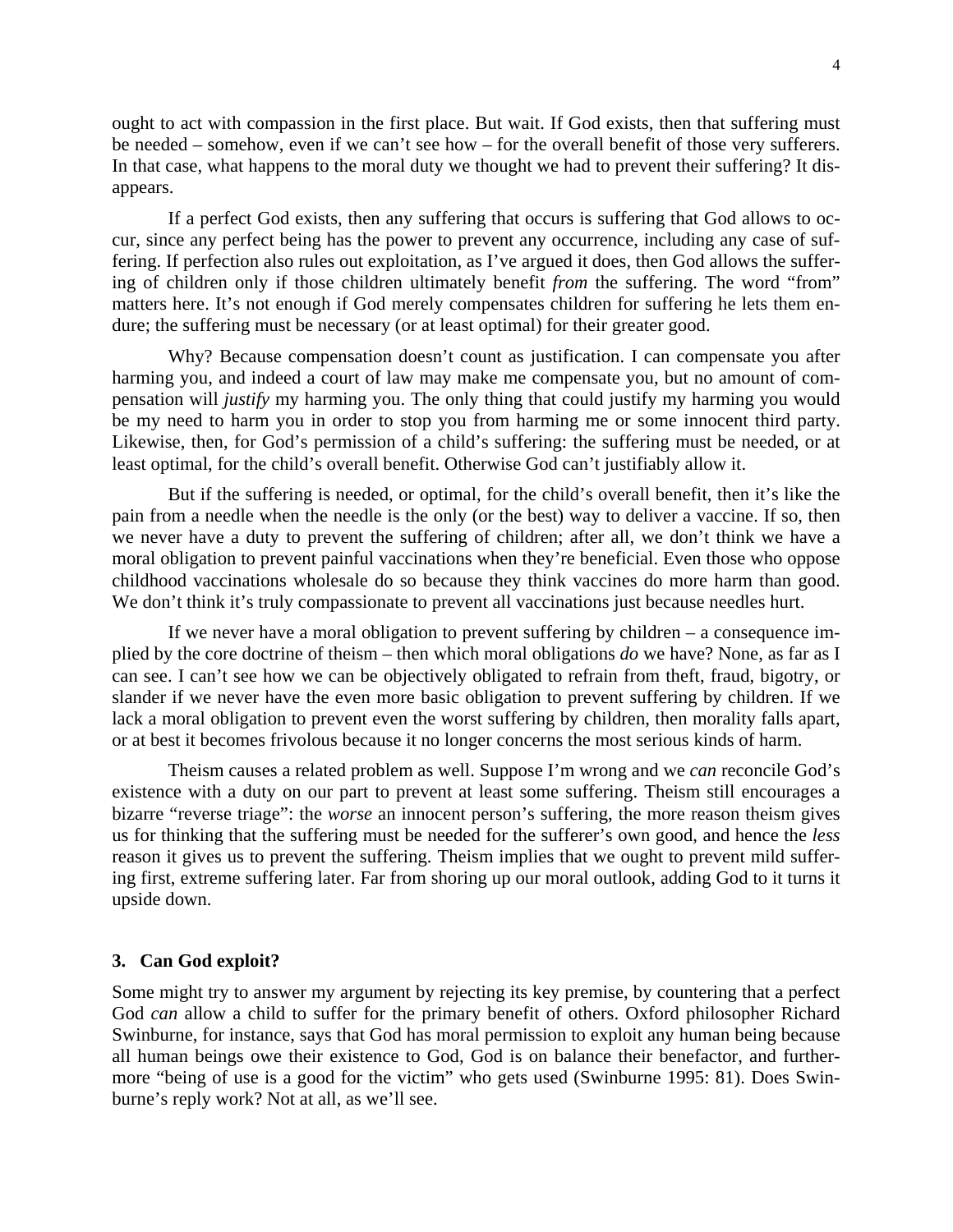ought to act with compassion in the first place. But wait. If God exists, then that suffering must be needed – somehow, even if we can't see how – for the overall benefit of those very sufferers. In that case, what happens to the moral duty we thought we had to prevent their suffering? It disappears.

If a perfect God exists, then any suffering that occurs is suffering that God allows to occur, since any perfect being has the power to prevent any occurrence, including any case of suffering. If perfection also rules out exploitation, as I've argued it does, then God allows the suffering of children only if those children ultimately benefit *from* the suffering. The word "from" matters here. It's not enough if God merely compensates children for suffering he lets them endure; the suffering must be necessary (or at least optimal) for their greater good.

Why? Because compensation doesn't count as justification. I can compensate you after harming you, and indeed a court of law may make me compensate you, but no amount of compensation will *justify* my harming you. The only thing that could justify my harming you would be my need to harm you in order to stop you from harming me or some innocent third party. Likewise, then, for God's permission of a child's suffering: the suffering must be needed, or at least optimal, for the child's overall benefit. Otherwise God can't justifiably allow it.

But if the suffering is needed, or optimal, for the child's overall benefit, then it's like the pain from a needle when the needle is the only (or the best) way to deliver a vaccine. If so, then we never have a duty to prevent the suffering of children; after all, we don't think we have a moral obligation to prevent painful vaccinations when they're beneficial. Even those who oppose childhood vaccinations wholesale do so because they think vaccines do more harm than good. We don't think it's truly compassionate to prevent all vaccinations just because needles hurt.

If we never have a moral obligation to prevent suffering by children – a consequence implied by the core doctrine of theism – then which moral obligations *do* we have? None, as far as I can see. I can't see how we can be objectively obligated to refrain from theft, fraud, bigotry, or slander if we never have the even more basic obligation to prevent suffering by children. If we lack a moral obligation to prevent even the worst suffering by children, then morality falls apart, or at best it becomes frivolous because it no longer concerns the most serious kinds of harm.

Theism causes a related problem as well. Suppose I'm wrong and we *can* reconcile God's existence with a duty on our part to prevent at least some suffering. Theism still encourages a bizarre "reverse triage": the *worse* an innocent person's suffering, the more reason theism gives us for thinking that the suffering must be needed for the sufferer's own good, and hence the *less* reason it gives us to prevent the suffering. Theism implies that we ought to prevent mild suffering first, extreme suffering later. Far from shoring up our moral outlook, adding God to it turns it upside down.

## 3. Can God exploit?

Some might try to answer my argument by rejecting its key premise, by countering that a perfect God *can* allow a child to suffer for the primary benefit of others. Oxford philosopher Richard Swinburne, for instance, says that God has moral permission to exploit any human being because all human beings owe their existence to God, God is on balance their benefactor, and furthermore "being of use is a good for the victim" who gets used (Swinburne 1995: 81). Does Swinburne's reply work? Not at all, as we'll see.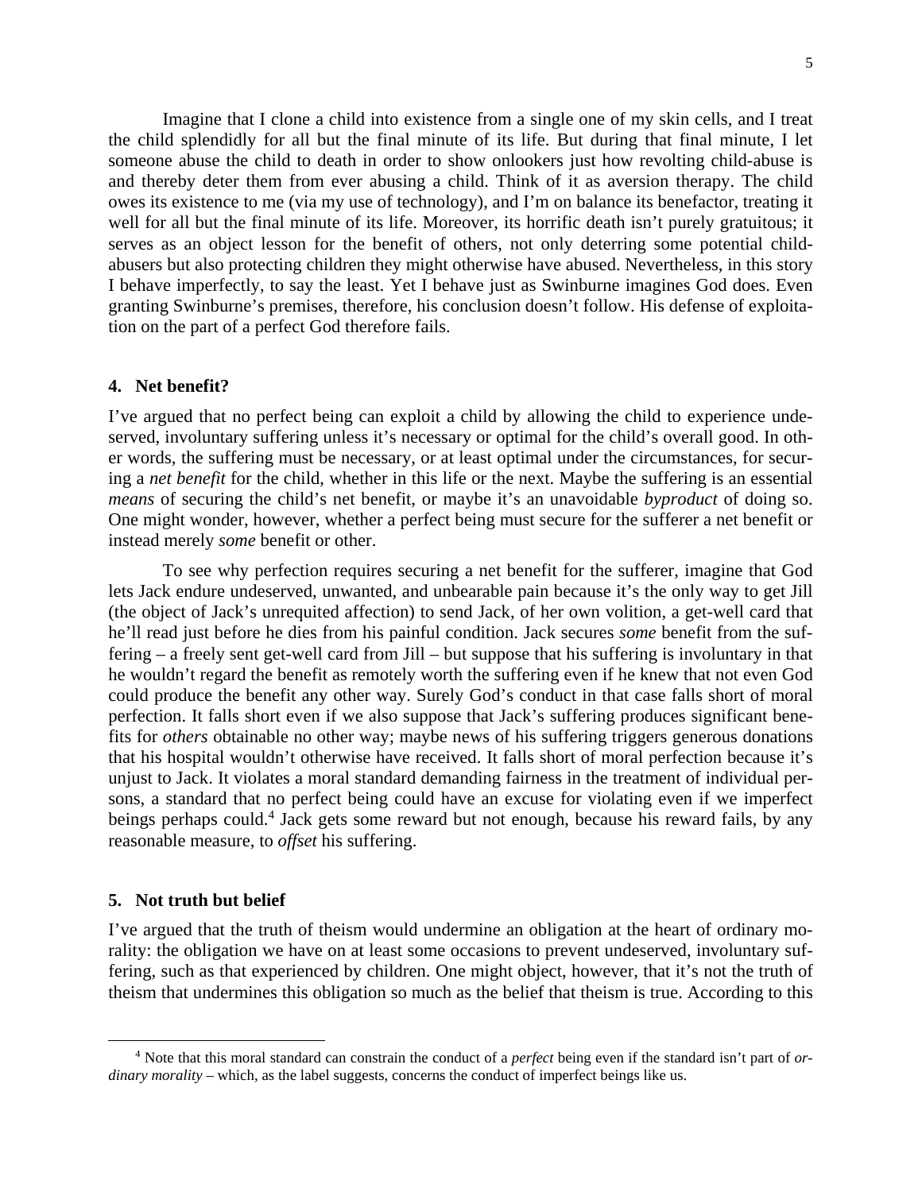Imagine that I clone a child into existence from a single one of my skin cells, and I treat the child splendidly for all but the final minute of its life. But during that final minute, I let someone abuse the child to death in order to show onlookers just how revolting child-abuse is and thereby deter them from ever abusing a child. Think of it as aversion therapy. The child owes its existence to me (via my use of technology), and I'm on balance its benefactor, treating it well for all but the final minute of its life. Moreover, its horrific death isn't purely gratuitous; it serves as an object lesson for the benefit of others, not only deterring some potential child-abusers but also protecting children they might otherwise have abused. Nevertheless, in this story I behave imperfectly, to say the least. Yet I behave just as Swinburne imagines God does. Even granting Swinburne's premises, therefore, his conclusion doesn't follow. His defense of exploitation on the part of a perfect God therefore fails.

## 4. Net benefit?

I've argued that no perfect being can exploit a child by allowing the child to experience undeserved, involuntary suffering unless it's necessary or optimal for the child's overall good. In other words, the suffering must be necessary, or at least optimal under the circumstances, for securing a *net benefit* for the child, whether in this life or the next. Maybe the suffering is an essential *means* of securing the child's net benefit, or maybe it's an unavoidable *byproduct* of doing so. One might wonder, however, whether a perfect being must secure for the sufferer a net benefit or instead merely *some* benefit or other.

To see why perfection requires securing a net benefit for the sufferer, imagine that God lets Jack endure undeserved, unwanted, and unbearable pain because it's the only way to get Jill (the object of Jack's unrequited affection) to send Jack, of her own volition, a get-well card that he'll read just before he dies from his painful condition. Jack secures *some* benefit from the suffering – a freely sent get-well card from Jill – but suppose that his suffering is involuntary in that he wouldn't regard the benefit as remotely worth the suffering even if he knew that not even God could produce the benefit any other way. Surely God's conduct in that case falls short of moral perfection. It falls short even if we also suppose that Jack's suffering produces significant benefits for *others* obtainable no other way; maybe news of his suffering triggers generous donations that his hospital wouldn't otherwise have received. It falls short of moral perfection because it's unjust to Jack. It violates a moral standard demanding fairness in the treatment of individual persons, a standard that no perfect being could have an excuse for violating even if we imperfect beings perhaps could.[4] Jack gets some reward but not enough, because his reward fails, by any reasonable measure, to *offset* his suffering.

## 5. Not truth but belief

I've argued that the truth of theism would undermine an obligation at the heart of ordinary morality: the obligation we have on at least some occasions to prevent undeserved, involuntary suffering, such as that experienced by children. One might object, however, that it's not the truth of theism that undermines this obligation so much as the belief that theism is true. According to this

[4] Note that this moral standard can constrain the conduct of a *perfect* being even if the standard isn't part of *ordinary morality* – which, as the label suggests, concerns the conduct of imperfect beings like us.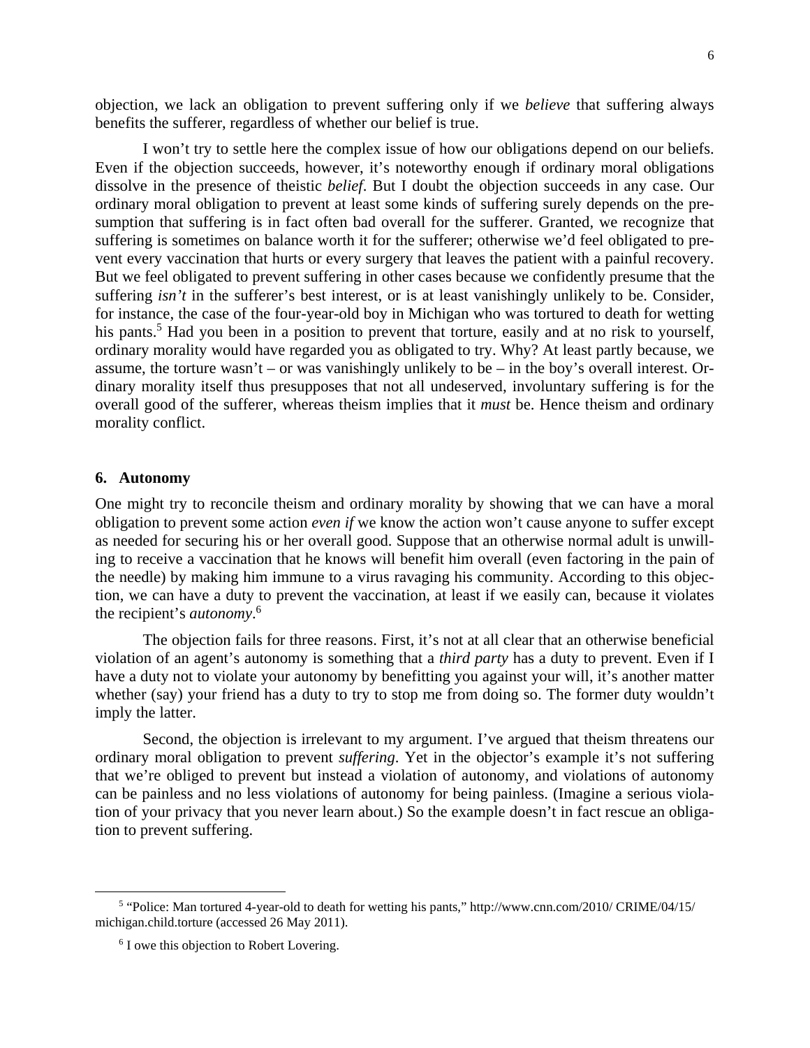objection, we lack an obligation to prevent suffering only if we *believe* that suffering always benefits the sufferer, regardless of whether our belief is true.

I won't try to settle here the complex issue of how our obligations depend on our beliefs. Even if the objection succeeds, however, it's noteworthy enough if ordinary moral obligations dissolve in the presence of theistic *belief*. But I doubt the objection succeeds in any case. Our ordinary moral obligation to prevent at least some kinds of suffering surely depends on the presumption that suffering is in fact often bad overall for the sufferer. Granted, we recognize that suffering is sometimes on balance worth it for the sufferer; otherwise we'd feel obligated to prevent every vaccination that hurts or every surgery that leaves the patient with a painful recovery. But we feel obligated to prevent suffering in other cases because we confidently presume that the suffering *isn't* in the sufferer's best interest, or is at least vanishingly unlikely to be. Consider, for instance, the case of the four-year-old boy in Michigan who was tortured to death for wetting his pants.[5] Had you been in a position to prevent that torture, easily and at no risk to yourself, ordinary morality would have regarded you as obligated to try. Why? At least partly because, we assume, the torture wasn't – or was vanishingly unlikely to be – in the boy's overall interest. Ordinary morality itself thus presupposes that not all undeserved, involuntary suffering is for the overall good of the sufferer, whereas theism implies that it *must* be. Hence theism and ordinary morality conflict.

## 6. Autonomy

One might try to reconcile theism and ordinary morality by showing that we can have a moral obligation to prevent some action *even if* we know the action won't cause anyone to suffer except as needed for securing his or her overall good. Suppose that an otherwise normal adult is unwilling to receive a vaccination that he knows will benefit him overall (even factoring in the pain of the needle) by making him immune to a virus ravaging his community. According to this objection, we can have a duty to prevent the vaccination, at least if we easily can, because it violates the recipient's *autonomy*.[6]

The objection fails for three reasons. First, it's not at all clear that an otherwise beneficial violation of an agent's autonomy is something that a *third party* has a duty to prevent. Even if I have a duty not to violate your autonomy by benefitting you against your will, it's another matter whether (say) your friend has a duty to try to stop me from doing so. The former duty wouldn't imply the latter.

Second, the objection is irrelevant to my argument. I've argued that theism threatens our ordinary moral obligation to prevent *suffering*. Yet in the objector's example it's not suffering that we're obliged to prevent but instead a violation of autonomy, and violations of autonomy can be painless and no less violations of autonomy for being painless. (Imagine a serious violation of your privacy that you never learn about.) So the example doesn't in fact rescue an obligation to prevent suffering.

---

[5] "Police: Man tortured 4-year-old to death for wetting his pants," http://www.cnn.com/2010/ CRIME/04/15/ michigan.child.torture (accessed 26 May 2011).

[6] I owe this objection to Robert Lovering.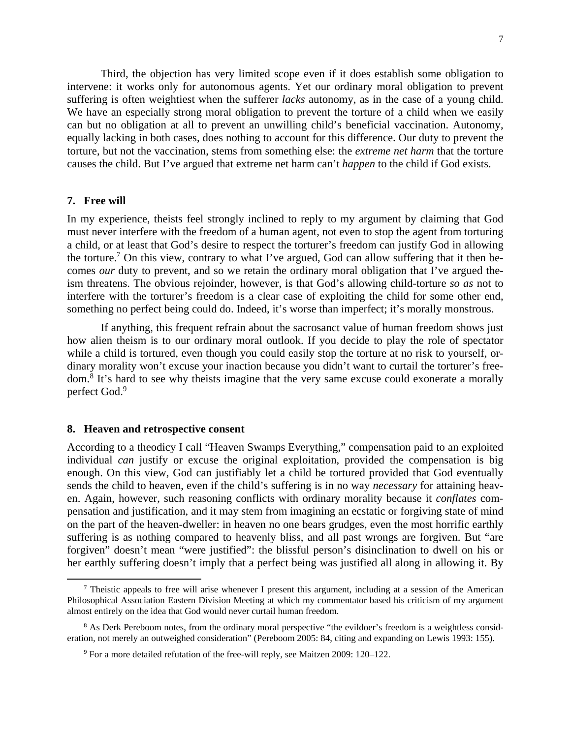Third, the objection has very limited scope even if it does establish some obligation to intervene: it works only for autonomous agents. Yet our ordinary moral obligation to prevent suffering is often weightiest when the sufferer *lacks* autonomy, as in the case of a young child. We have an especially strong moral obligation to prevent the torture of a child when we easily can but no obligation at all to prevent an unwilling child's beneficial vaccination. Autonomy, equally lacking in both cases, does nothing to account for this difference. Our duty to prevent the torture, but not the vaccination, stems from something else: the *extreme net harm* that the torture causes the child. But I've argued that extreme net harm can't *happen* to the child if God exists.

## 7. Free will

In my experience, theists feel strongly inclined to reply to my argument by claiming that God must never interfere with the freedom of a human agent, not even to stop the agent from torturing a child, or at least that God's desire to respect the torturer's freedom can justify God in allowing the torture.[7] On this view, contrary to what I've argued, God can allow suffering that it then becomes *our* duty to prevent, and so we retain the ordinary moral obligation that I've argued theism threatens. The obvious rejoinder, however, is that God's allowing child-torture *so as* not to interfere with the torturer's freedom is a clear case of exploiting the child for some other end, something no perfect being could do. Indeed, it's worse than imperfect; it's morally monstrous.

If anything, this frequent refrain about the sacrosanct value of human freedom shows just how alien theism is to our ordinary moral outlook. If you decide to play the role of spectator while a child is tortured, even though you could easily stop the torture at no risk to yourself, ordinary morality won't excuse your inaction because you didn't want to curtail the torturer's freedom.[8] It's hard to see why theists imagine that the very same excuse could exonerate a morally perfect God.[9]

## 8. Heaven and retrospective consent

According to a theodicy I call "Heaven Swamps Everything," compensation paid to an exploited individual *can* justify or excuse the original exploitation, provided the compensation is big enough. On this view, God can justifiably let a child be tortured provided that God eventually sends the child to heaven, even if the child's suffering is in no way *necessary* for attaining heaven. Again, however, such reasoning conflicts with ordinary morality because it *conflates* compensation and justification, and it may stem from imagining an ecstatic or forgiving state of mind on the part of the heaven-dweller: in heaven no one bears grudges, even the most horrific earthly suffering is as nothing compared to heavenly bliss, and all past wrongs are forgiven. But "are forgiven" doesn't mean "were justified": the blissful person's disinclination to dwell on his or her earthly suffering doesn't imply that a perfect being was justified all along in allowing it. By

---

[7] Theistic appeals to free will arise whenever I present this argument, including at a session of the American Philosophical Association Eastern Division Meeting at which my commentator based his criticism of my argument almost entirely on the idea that God would never curtail human freedom.

[8] As Derk Pereboom notes, from the ordinary moral perspective "the evildoer's freedom is a weightless consideration, not merely an outweighed consideration" (Pereboom 2005: 84, citing and expanding on Lewis 1993: 155).

[9] For a more detailed refutation of the free-will reply, see Maitzen 2009: 120–122.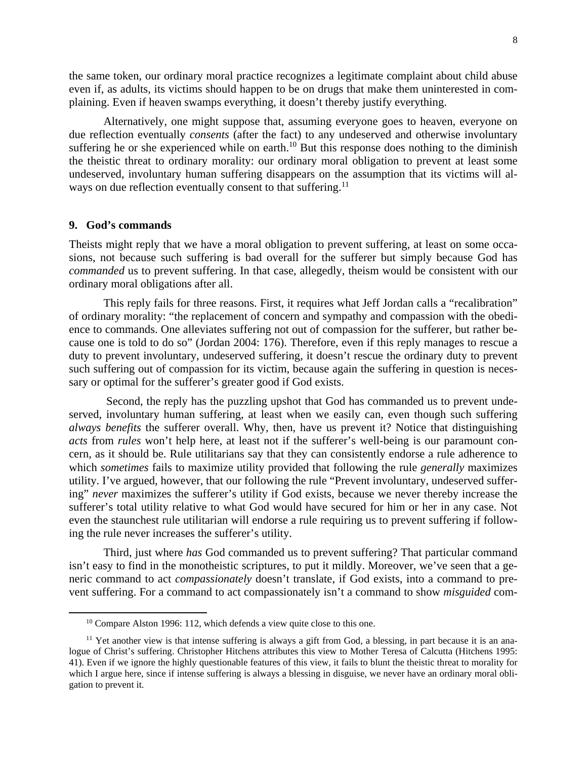the same token, our ordinary moral practice recognizes a legitimate complaint about child abuse even if, as adults, its victims should happen to be on drugs that make them uninterested in complaining. Even if heaven swamps everything, it doesn't thereby justify everything.

Alternatively, one might suppose that, assuming everyone goes to heaven, everyone on due reflection eventually *consents* (after the fact) to any undeserved and otherwise involuntary suffering he or she experienced while on earth.[10] But this response does nothing to the diminish the theistic threat to ordinary morality: our ordinary moral obligation to prevent at least some undeserved, involuntary human suffering disappears on the assumption that its victims will always on due reflection eventually consent to that suffering.[11]

## 9. God's commands

Theists might reply that we have a moral obligation to prevent suffering, at least on some occasions, not because such suffering is bad overall for the sufferer but simply because God has *commanded* us to prevent suffering. In that case, allegedly, theism would be consistent with our ordinary moral obligations after all.

This reply fails for three reasons. First, it requires what Jeff Jordan calls a "recalibration" of ordinary morality: "the replacement of concern and sympathy and compassion with the obedience to commands. One alleviates suffering not out of compassion for the sufferer, but rather because one is told to do so" (Jordan 2004: 176). Therefore, even if this reply manages to rescue a duty to prevent involuntary, undeserved suffering, it doesn't rescue the ordinary duty to prevent such suffering out of compassion for its victim, because again the suffering in question is necessary or optimal for the sufferer's greater good if God exists.

Second, the reply has the puzzling upshot that God has commanded us to prevent undeserved, involuntary human suffering, at least when we easily can, even though such suffering *always benefits* the sufferer overall. Why, then, have us prevent it? Notice that distinguishing *acts* from *rules* won't help here, at least not if the sufferer's well-being is our paramount concern, as it should be. Rule utilitarians say that they can consistently endorse a rule adherence to which *sometimes* fails to maximize utility provided that following the rule *generally* maximizes utility. I've argued, however, that our following the rule "Prevent involuntary, undeserved suffering" *never* maximizes the sufferer's utility if God exists, because we never thereby increase the sufferer's total utility relative to what God would have secured for him or her in any case. Not even the staunchest rule utilitarian will endorse a rule requiring us to prevent suffering if following the rule never increases the sufferer's utility.

Third, just where *has* God commanded us to prevent suffering? That particular command isn't easy to find in the monotheistic scriptures, to put it mildly. Moreover, we've seen that a generic command to act *compassionately* doesn't translate, if God exists, into a command to prevent suffering. For a command to act compassionately isn't a command to show *misguided* com-

[10] Compare Alston 1996: 112, which defends a view quite close to this one.

[11] Yet another view is that intense suffering is always a gift from God, a blessing, in part because it is an analogue of Christ's suffering. Christopher Hitchens attributes this view to Mother Teresa of Calcutta (Hitchens 1995: 41). Even if we ignore the highly questionable features of this view, it fails to blunt the theistic threat to morality for which I argue here, since if intense suffering is always a blessing in disguise, we never have an ordinary moral obligation to prevent it.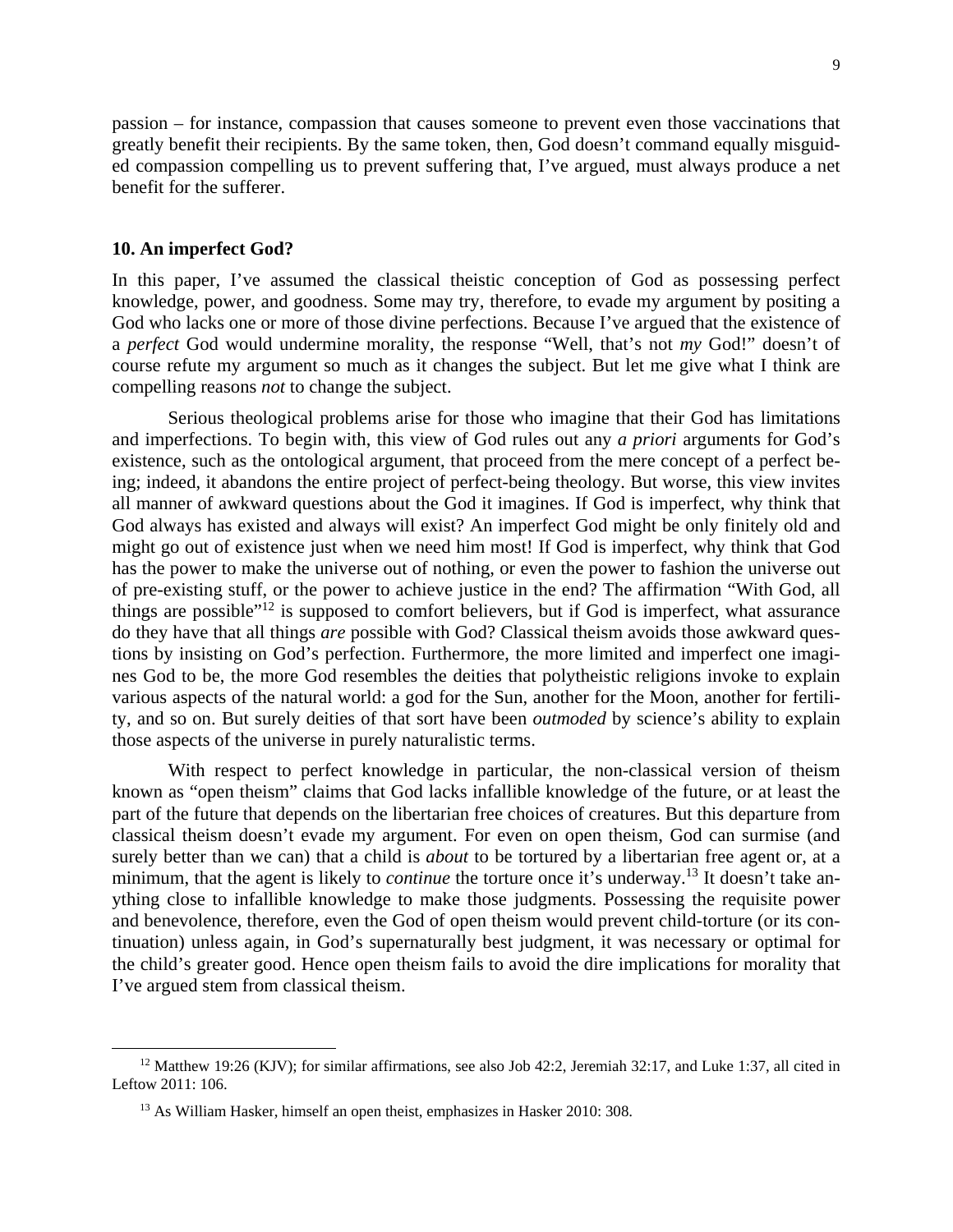passion – for instance, compassion that causes someone to prevent even those vaccinations that greatly benefit their recipients. By the same token, then, God doesn't command equally misguided compassion compelling us to prevent suffering that, I've argued, must always produce a net benefit for the sufferer.

### 10. An imperfect God?

In this paper, I've assumed the classical theistic conception of God as possessing perfect knowledge, power, and goodness. Some may try, therefore, to evade my argument by positing a God who lacks one or more of those divine perfections. Because I've argued that the existence of a *perfect* God would undermine morality, the response "Well, that's not *my* God!" doesn't of course refute my argument so much as it changes the subject. But let me give what I think are compelling reasons *not* to change the subject.

Serious theological problems arise for those who imagine that their God has limitations and imperfections. To begin with, this view of God rules out any *a priori* arguments for God's existence, such as the ontological argument, that proceed from the mere concept of a perfect being; indeed, it abandons the entire project of perfect-being theology. But worse, this view invites all manner of awkward questions about the God it imagines. If God is imperfect, why think that God always has existed and always will exist? An imperfect God might be only finitely old and might go out of existence just when we need him most! If God is imperfect, why think that God has the power to make the universe out of nothing, or even the power to fashion the universe out of pre-existing stuff, or the power to achieve justice in the end? The affirmation "With God, all things are possible"[12] is supposed to comfort believers, but if God is imperfect, what assurance do they have that all things *are* possible with God? Classical theism avoids those awkward questions by insisting on God's perfection. Furthermore, the more limited and imperfect one imagines God to be, the more God resembles the deities that polytheistic religions invoke to explain various aspects of the natural world: a god for the Sun, another for the Moon, another for fertility, and so on. But surely deities of that sort have been *outmoded* by science's ability to explain those aspects of the universe in purely naturalistic terms.

With respect to perfect knowledge in particular, the non-classical version of theism known as "open theism" claims that God lacks infallible knowledge of the future, or at least the part of the future that depends on the libertarian free choices of creatures. But this departure from classical theism doesn't evade my argument. For even on open theism, God can surmise (and surely better than we can) that a child is *about* to be tortured by a libertarian free agent or, at a minimum, that the agent is likely to *continue* the torture once it's underway.[13] It doesn't take anything close to infallible knowledge to make those judgments. Possessing the requisite power and benevolence, therefore, even the God of open theism would prevent child-torture (or its continuation) unless again, in God's supernaturally best judgment, it was necessary or optimal for the child's greater good. Hence open theism fails to avoid the dire implications for morality that I've argued stem from classical theism.

[12] Matthew 19:26 (KJV); for similar affirmations, see also Job 42:2, Jeremiah 32:17, and Luke 1:37, all cited in Leftow 2011: 106.

[13] As William Hasker, himself an open theist, emphasizes in Hasker 2010: 308.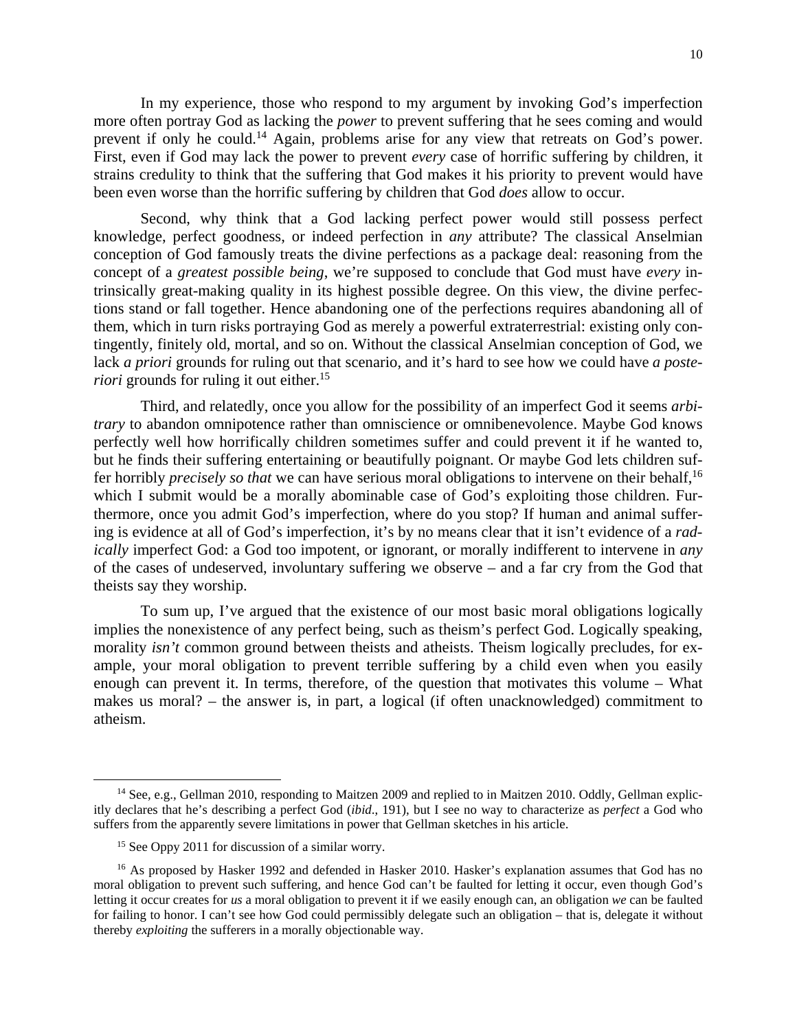In my experience, those who respond to my argument by invoking God's imperfection more often portray God as lacking the *power* to prevent suffering that he sees coming and would prevent if only he could.[14] Again, problems arise for any view that retreats on God's power. First, even if God may lack the power to prevent *every* case of horrific suffering by children, it strains credulity to think that the suffering that God makes it his priority to prevent would have been even worse than the horrific suffering by children that God *does* allow to occur.

Second, why think that a God lacking perfect power would still possess perfect knowledge, perfect goodness, or indeed perfection in *any* attribute? The classical Anselmian conception of God famously treats the divine perfections as a package deal: reasoning from the concept of a *greatest possible being*, we're supposed to conclude that God must have *every* intrinsically great-making quality in its highest possible degree. On this view, the divine perfections stand or fall together. Hence abandoning one of the perfections requires abandoning all of them, which in turn risks portraying God as merely a powerful extraterrestrial: existing only contingently, finitely old, mortal, and so on. Without the classical Anselmian conception of God, we lack *a priori* grounds for ruling out that scenario, and it's hard to see how we could have *a posteriori* grounds for ruling it out either.[15]

Third, and relatedly, once you allow for the possibility of an imperfect God it seems *arbitrary* to abandon omnipotence rather than omniscience or omnibenevolence. Maybe God knows perfectly well how horrifically children sometimes suffer and could prevent it if he wanted to, but he finds their suffering entertaining or beautifully poignant. Or maybe God lets children suffer horribly *precisely so that* we can have serious moral obligations to intervene on their behalf,[16] which I submit would be a morally abominable case of God's exploiting those children. Furthermore, once you admit God's imperfection, where do you stop? If human and animal suffering is evidence at all of God's imperfection, it's by no means clear that it isn't evidence of a *radically* imperfect God: a God too impotent, or ignorant, or morally indifferent to intervene in *any* of the cases of undeserved, involuntary suffering we observe – and a far cry from the God that theists say they worship.

To sum up, I've argued that the existence of our most basic moral obligations logically implies the nonexistence of any perfect being, such as theism's perfect God. Logically speaking, morality *isn't* common ground between theists and atheists. Theism logically precludes, for example, your moral obligation to prevent terrible suffering by a child even when you easily enough can prevent it. In terms, therefore, of the question that motivates this volume – What makes us moral? – the answer is, in part, a logical (if often unacknowledged) commitment to atheism.

---

[14] See, e.g., Gellman 2010, responding to Maitzen 2009 and replied to in Maitzen 2010. Oddly, Gellman explicitly declares that he's describing a perfect God (*ibid.,* 191), but I see no way to characterize as *perfect* a God who suffers from the apparently severe limitations in power that Gellman sketches in his article.

[15] See Oppy 2011 for discussion of a similar worry.

[16] As proposed by Hasker 1992 and defended in Hasker 2010. Hasker's explanation assumes that God has no moral obligation to prevent such suffering, and hence God can't be faulted for letting it occur, even though God's letting it occur creates for *us* a moral obligation to prevent it if we easily enough can, an obligation *we* can be faulted for failing to honor. I can't see how God could permissibly delegate such an obligation – that is, delegate it without thereby *exploiting* the sufferers in a morally objectionable way.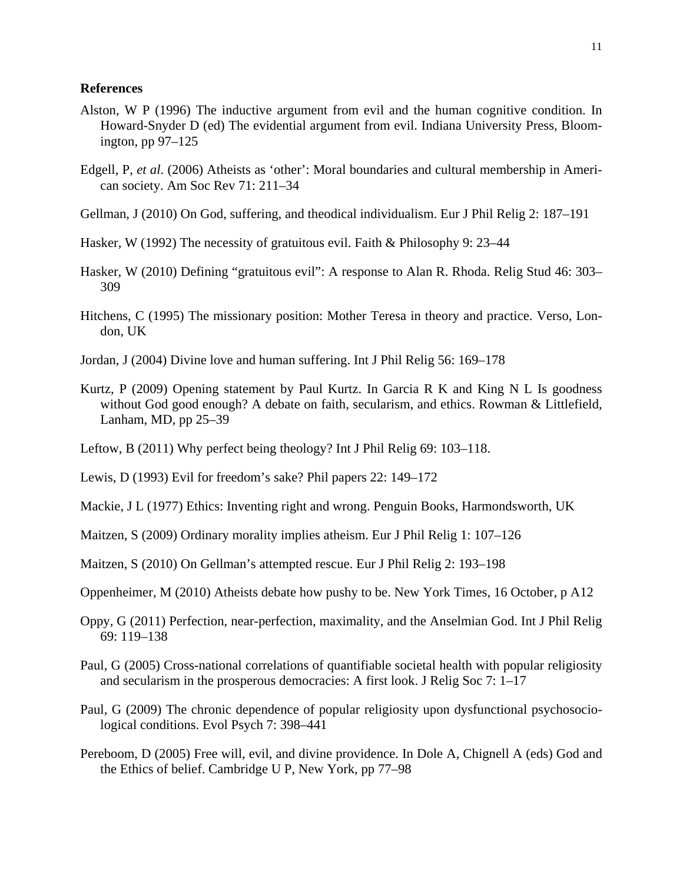**References**

Alston, W P (1996) The inductive argument from evil and the human cognitive condition. In Howard-Snyder D (ed) The evidential argument from evil. Indiana University Press, Bloomington, pp 97–125

Edgell, P, *et al*. (2006) Atheists as 'other': Moral boundaries and cultural membership in American society. Am Soc Rev 71: 211–34

Gellman, J (2010) On God, suffering, and theodical individualism. Eur J Phil Relig 2: 187–191

Hasker, W (1992) The necessity of gratuitous evil. Faith & Philosophy 9: 23–44

Hasker, W (2010) Defining "gratuitous evil": A response to Alan R. Rhoda. Relig Stud 46: 303–309

Hitchens, C (1995) The missionary position: Mother Teresa in theory and practice. Verso, London, UK

Jordan, J (2004) Divine love and human suffering. Int J Phil Relig 56: 169–178

Kurtz, P (2009) Opening statement by Paul Kurtz. In Garcia R K and King N L Is goodness without God good enough? A debate on faith, secularism, and ethics. Rowman & Littlefield, Lanham, MD, pp 25–39

Leftow, B (2011) Why perfect being theology? Int J Phil Relig 69: 103–118.

Lewis, D (1993) Evil for freedom's sake? Phil papers 22: 149–172

Mackie, J L (1977) Ethics: Inventing right and wrong. Penguin Books, Harmondsworth, UK

Maitzen, S (2009) Ordinary morality implies atheism. Eur J Phil Relig 1: 107–126

Maitzen, S (2010) On Gellman's attempted rescue. Eur J Phil Relig 2: 193–198

Oppenheimer, M (2010) Atheists debate how pushy to be. New York Times, 16 October, p A12

Oppy, G (2011) Perfection, near-perfection, maximality, and the Anselmian God. Int J Phil Relig 69: 119–138

Paul, G (2005) Cross-national correlations of quantifiable societal health with popular religiosity and secularism in the prosperous democracies: A first look. J Relig Soc 7: 1–17

Paul, G (2009) The chronic dependence of popular religiosity upon dysfunctional psychosociological conditions. Evol Psych 7: 398–441

Pereboom, D (2005) Free will, evil, and divine providence. In Dole A, Chignell A (eds) God and the Ethics of belief. Cambridge U P, New York, pp 77–98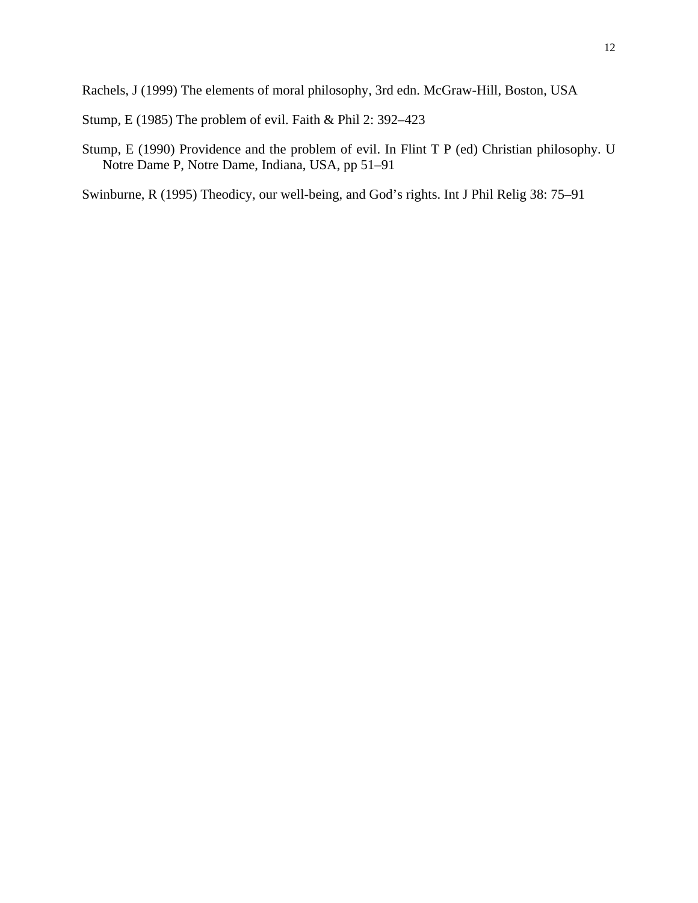Rachels, J (1999) The elements of moral philosophy, 3rd edn. McGraw-Hill, Boston, USA

Stump, E (1985) The problem of evil. Faith & Phil 2: 392–423

Stump, E (1990) Providence and the problem of evil. In Flint T P (ed) Christian philosophy. U Notre Dame P, Notre Dame, Indiana, USA, pp 51–91

Swinburne, R (1995) Theodicy, our well-being, and God's rights. Int J Phil Relig 38: 75–91